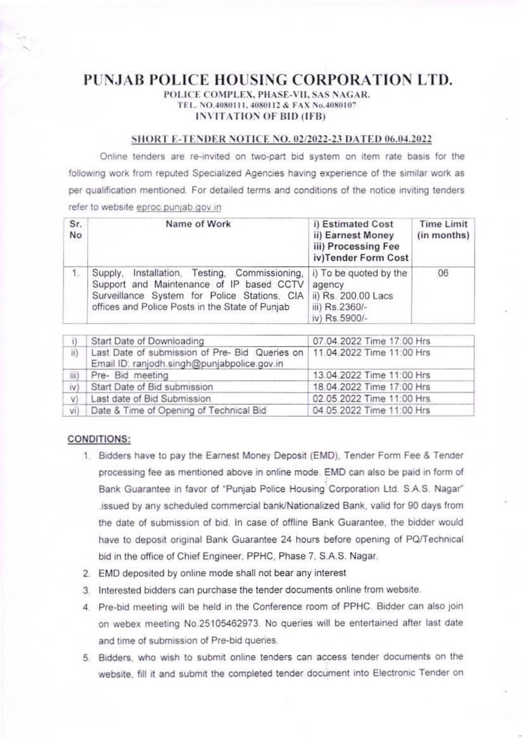# PUNJAB POLICE HOUSING CORPORATION LTD.

POLICE COMPLEX, PHASE-VII, SAS NAGAR.
TEL. NO.4080111, 4080112 & FAX No.4080107

**INVITATION OF BID (IFB)**

## SHORT E-TENDER NOTICE NO. 02/2022-23 DATED 06.04.2022

Online tenders are re-invited on two-part bid system on item rate basis for the following work from reputed Specialized Agencies having experience of the similar work as per qualification mentioned. For detailed terms and conditions of the notice inviting tenders refer to website eproc.punjab.gov.in

| Sr. No | Name of Work | i) Estimated Cost<br>ii) Earnest Money<br>iii) Processing Fee<br>iv)Tender Form Cost | Time Limit (in months) |
|---|---|---|---|
| 1. | Supply, Installation, Testing, Commissioning, Support and Maintenance of IP based CCTV Surveillance System for Police Stations, CIA offices and Police Posts in the State of Punjab | i) To be quoted by the agency<br>ii) Rs. 200.00 Lacs<br>iii) Rs.2360/-<br>iv) Rs.5900/- | 06 |

| | | |
|---|---|---|
| i) | Start Date of Downloading | 07.04.2022 Time 17:00 Hrs |
| ii) | Last Date of submission of Pre- Bid Queries on Email ID: ranjodh.singh@punjabpolice.gov.in | 11.04.2022 Time 11:00 Hrs |
| iii) | Pre- Bid meeting | 13.04.2022 Time 11:00 Hrs |
| iv) | Start Date of Bid submission | 18.04.2022 Time 17:00 Hrs |
| v) | Last date of Bid Submission | 02.05.2022 Time 11:00 Hrs. |
| vi) | Date & Time of Opening of Technical Bid | 04.05.2022 Time 11:00 Hrs |

### CONDITIONS:

1. Bidders have to pay the Earnest Money Deposit (EMD), Tender Form Fee & Tender processing fee as mentioned above in online mode. EMD can also be paid in form of Bank Guarantee in favor of "Punjab Police Housing Corporation Ltd. S.A.S. Nagar" .issued by any scheduled commercial bank/Nationalized Bank, valid for 90 days from the date of submission of bid. In case of offline Bank Guarantee, the bidder would have to deposit original Bank Guarantee 24 hours before opening of PQ/Technical bid in the office of Chief Engineer, PPHC, Phase 7, S.A.S. Nagar.
2. EMD deposited by online mode shall not bear any interest
3. Interested bidders can purchase the tender documents online from website.
4. Pre-bid meeting will be held in the Conference room of PPHC. Bidder can also join on webex meeting No.25105462973. No queries will be entertained after last date and time of submission of Pre-bid queries.
5. Bidders, who wish to submit online tenders can access tender documents on the website, fill it and submit the completed tender document into Electronic Tender on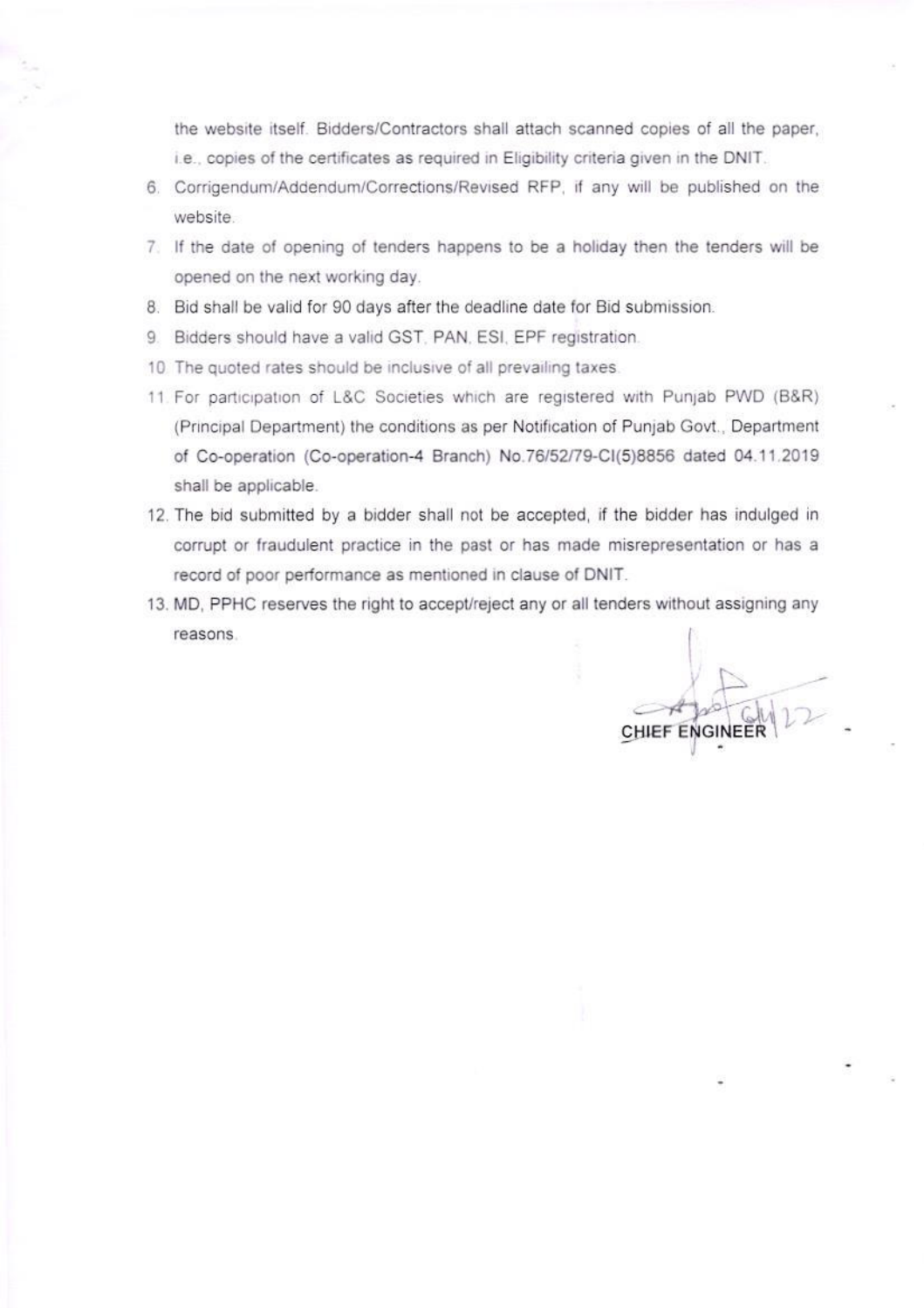the website itself. Bidders/Contractors shall attach scanned copies of all the paper, i.e., copies of the certificates as required in Eligibility criteria given in the DNIT.

6. Corrigendum/Addendum/Corrections/Revised RFP, if any will be published on the website.
7. If the date of opening of tenders happens to be a holiday then the tenders will be opened on the next working day.
8. Bid shall be valid for 90 days after the deadline date for Bid submission.
9. Bidders should have a valid GST, PAN, ESI, EPF registration.
10. The quoted rates should be inclusive of all prevailing taxes.
11. For participation of L&C Societies which are registered with Punjab PWD (B&R) (Principal Department) the conditions as per Notification of Punjab Govt., Department of Co-operation (Co-operation-4 Branch) No.76/52/79-CI(5)8856 dated 04.11.2019 shall be applicable.
12. The bid submitted by a bidder shall not be accepted, if the bidder has indulged in corrupt or fraudulent practice in the past or has made misrepresentation or has a record of poor performance as mentioned in clause of DNIT.
13. MD, PPHC reserves the right to accept/reject any or all tenders without assigning any reasons.

CHIEF ENGINEER